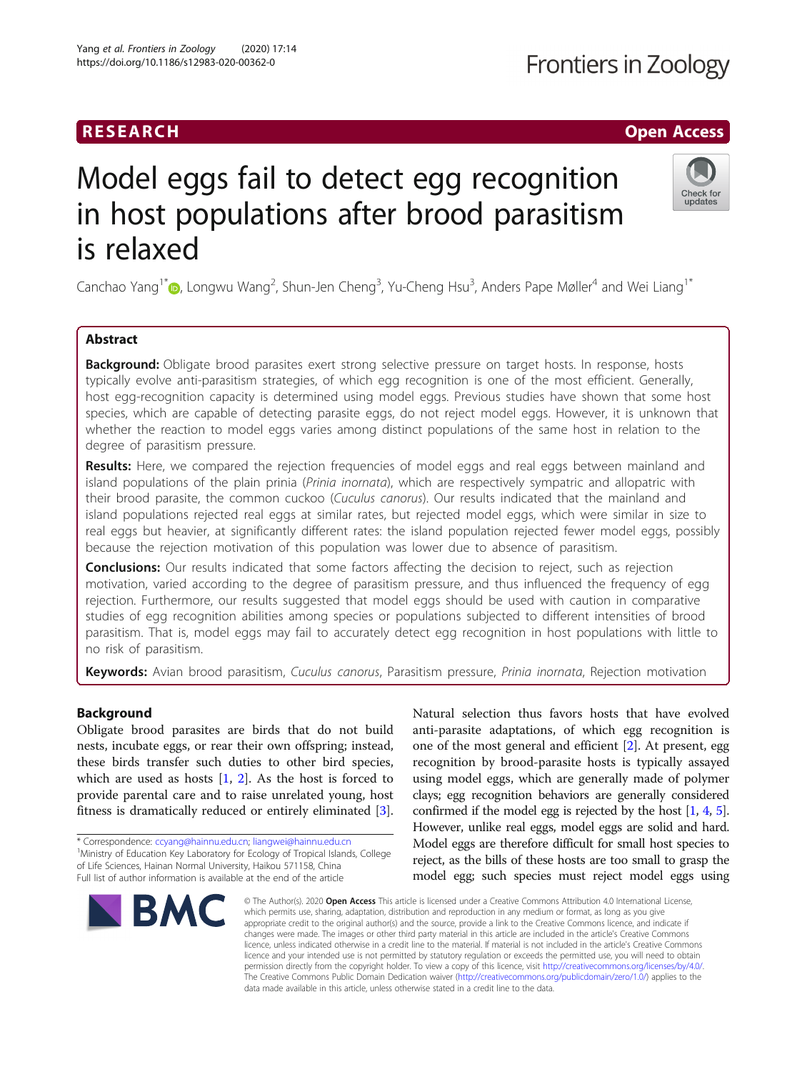RESEARCH Open Access

# Model eggs fail to detect egg recognition in host populations after brood parasitism is relaxed

Canchao Yang[1*], Longwu Wang[2], Shun-Jen Cheng[3], Yu-Cheng Hsu[3], Anders Pape Møller[4] and Wei Liang[1*]

## Abstract

**Background:** Obligate brood parasites exert strong selective pressure on target hosts. In response, hosts typically evolve anti-parasitism strategies, of which egg recognition is one of the most efficient. Generally, host egg-recognition capacity is determined using model eggs. Previous studies have shown that some host species, which are capable of detecting parasite eggs, do not reject model eggs. However, it is unknown that whether the reaction to model eggs varies among distinct populations of the same host in relation to the degree of parasitism pressure.

**Results:** Here, we compared the rejection frequencies of model eggs and real eggs between mainland and island populations of the plain prinia (*Prinia inornata*), which are respectively sympatric and allopatric with their brood parasite, the common cuckoo (*Cuculus canorus*). Our results indicated that the mainland and island populations rejected real eggs at similar rates, but rejected model eggs, which were similar in size to real eggs but heavier, at significantly different rates: the island population rejected fewer model eggs, possibly because the rejection motivation of this population was lower due to absence of parasitism.

**Conclusions:** Our results indicated that some factors affecting the decision to reject, such as rejection motivation, varied according to the degree of parasitism pressure, and thus influenced the frequency of egg rejection. Furthermore, our results suggested that model eggs should be used with caution in comparative studies of egg recognition abilities among species or populations subjected to different intensities of brood parasitism. That is, model eggs may fail to accurately detect egg recognition in host populations with little to no risk of parasitism.

**Keywords:** Avian brood parasitism, *Cuculus canorus*, Parasitism pressure, *Prinia inornata*, Rejection motivation

## Background

Obligate brood parasites are birds that do not build nests, incubate eggs, or rear their own offspring; instead, these birds transfer such duties to other bird species, which are used as hosts [1, 2]. As the host is forced to provide parental care and to raise unrelated young, host fitness is dramatically reduced or entirely eliminated [3]. Natural selection thus favors hosts that have evolved anti-parasite adaptations, of which egg recognition is one of the most general and efficient [2]. At present, egg recognition by brood-parasite hosts is typically assayed using model eggs, which are generally made of polymer clays; egg recognition behaviors are generally considered confirmed if the model egg is rejected by the host [1, 4, 5]. However, unlike real eggs, model eggs are solid and hard. Model eggs are therefore difficult for small host species to reject, as the bills of these hosts are too small to grasp the model egg; such species must reject model eggs using

* Correspondence: ccyang@hainnu.edu.cn; liangwei@hainnu.edu.cn
[1]Ministry of Education Key Laboratory for Ecology of Tropical Islands, College of Life Sciences, Hainan Normal University, Haikou 571158, China
Full list of author information is available at the end of the article

© The Author(s). 2020 **Open Access** This article is licensed under a Creative Commons Attribution 4.0 International License, which permits use, sharing, adaptation, distribution and reproduction in any medium or format, as long as you give appropriate credit to the original author(s) and the source, provide a link to the Creative Commons licence, and indicate if changes were made. The images or other third party material in this article are included in the article's Creative Commons licence, unless indicated otherwise in a credit line to the material. If material is not included in the article's Creative Commons licence and your intended use is not permitted by statutory regulation or exceeds the permitted use, you will need to obtain permission directly from the copyright holder. To view a copy of this licence, visit http://creativecommons.org/licenses/by/4.0/. The Creative Commons Public Domain Dedication waiver (http://creativecommons.org/publicdomain/zero/1.0/) applies to the data made available in this article, unless otherwise stated in a credit line to the data.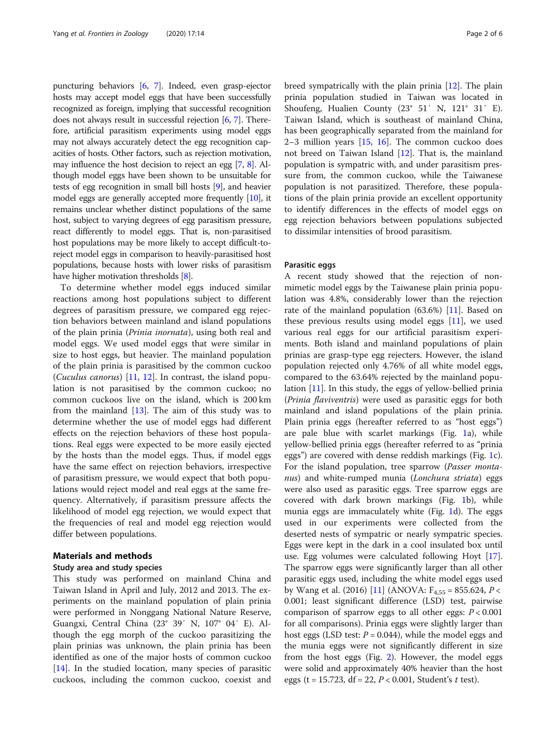puncturing behaviors [6, 7]. Indeed, even grasp-ejector hosts may accept model eggs that have been successfully recognized as foreign, implying that successful recognition does not always result in successful rejection [6, 7]. Therefore, artificial parasitism experiments using model eggs may not always accurately detect the egg recognition capacities of hosts. Other factors, such as rejection motivation, may influence the host decision to reject an egg [7, 8]. Although model eggs have been shown to be unsuitable for tests of egg recognition in small bill hosts [9], and heavier model eggs are generally accepted more frequently [10], it remains unclear whether distinct populations of the same host, subject to varying degrees of egg parasitism pressure, react differently to model eggs. That is, non-parasitised host populations may be more likely to accept difficult-to-reject model eggs in comparison to heavily-parasitised host populations, because hosts with lower risks of parasitism have higher motivation thresholds [8].

To determine whether model eggs induced similar reactions among host populations subject to different degrees of parasitism pressure, we compared egg rejection behaviors between mainland and island populations of the plain prinia (*Prinia inornata*), using both real and model eggs. We used model eggs that were similar in size to host eggs, but heavier. The mainland population of the plain prinia is parasitised by the common cuckoo (*Cuculus canorus*) [11, 12]. In contrast, the island population is not parasitised by the common cuckoo; no common cuckoos live on the island, which is 200 km from the mainland [13]. The aim of this study was to determine whether the use of model eggs had different effects on the rejection behaviors of these host populations. Real eggs were expected to be more easily ejected by the hosts than the model eggs. Thus, if model eggs have the same effect on rejection behaviors, irrespective of parasitism pressure, we would expect that both populations would reject model and real eggs at the same frequency. Alternatively, if parasitism pressure affects the likelihood of model egg rejection, we would expect that the frequencies of real and model egg rejection would differ between populations.

## Materials and methods

### Study area and study species

This study was performed on mainland China and Taiwan Island in April and July, 2012 and 2013. The experiments on the mainland population of plain prinia were performed in Nonggang National Nature Reserve, Guangxi, Central China (23° 39′ N, 107° 04′ E). Although the egg morph of the cuckoo parasitizing the plain prinias was unknown, the plain prinia has been identified as one of the major hosts of common cuckoo [14]. In the studied location, many species of parasitic cuckoos, including the common cuckoo, coexist and breed sympatrically with the plain prinia [12]. The plain prinia population studied in Taiwan was located in Shoufeng, Hualien County (23° 51′ N, 121° 31′ E). Taiwan Island, which is southeast of mainland China, has been geographically separated from the mainland for 2–3 million years [15, 16]. The common cuckoo does not breed on Taiwan Island [12]. That is, the mainland population is sympatric with, and under parasitism pressure from, the common cuckoo, while the Taiwanese population is not parasitized. Therefore, these populations of the plain prinia provide an excellent opportunity to identify differences in the effects of model eggs on egg rejection behaviors between populations subjected to dissimilar intensities of brood parasitism.

### Parasitic eggs

A recent study showed that the rejection of non-mimetic model eggs by the Taiwanese plain prinia population was 4.8%, considerably lower than the rejection rate of the mainland population (63.6%) [11]. Based on these previous results using model eggs [11], we used various real eggs for our artificial parasitism experiments. Both island and mainland populations of plain prinias are grasp-type egg rejecters. However, the island population rejected only 4.76% of all white model eggs, compared to the 63.64% rejected by the mainland population [11]. In this study, the eggs of yellow-bellied prinia (*Prinia flaviventris*) were used as parasitic eggs for both mainland and island populations of the plain prinia. Plain prinia eggs (hereafter referred to as "host eggs") are pale blue with scarlet markings (Fig. 1a), while yellow-bellied prinia eggs (hereafter referred to as "prinia eggs") are covered with dense reddish markings (Fig. 1c). For the island population, tree sparrow (*Passer montanus*) and white-rumped munia (*Lonchura striata*) eggs were also used as parasitic eggs. Tree sparrow eggs are covered with dark brown markings (Fig. 1b), while munia eggs are immaculately white (Fig. 1d). The eggs used in our experiments were collected from the deserted nests of sympatric or nearly sympatric species. Eggs were kept in the dark in a cool insulated box until use. Egg volumes were calculated following Hoyt [17]. The sparrow eggs were significantly larger than all other parasitic eggs used, including the white model eggs used by Wang et al. (2016) [11] (ANOVA: $F_{4,55} = 855.624$, $P < 0.001$; least significant difference (LSD) test, pairwise comparison of sparrow eggs to all other eggs: $P < 0.001$ for all comparisons). Prinia eggs were slightly larger than host eggs (LSD test: $P = 0.044$), while the model eggs and the munia eggs were not significantly different in size from the host eggs (Fig. 2). However, the model eggs were solid and approximately 40% heavier than the host eggs ($t = 15.723$, $df = 22$, $P < 0.001$, Student's $t$ test).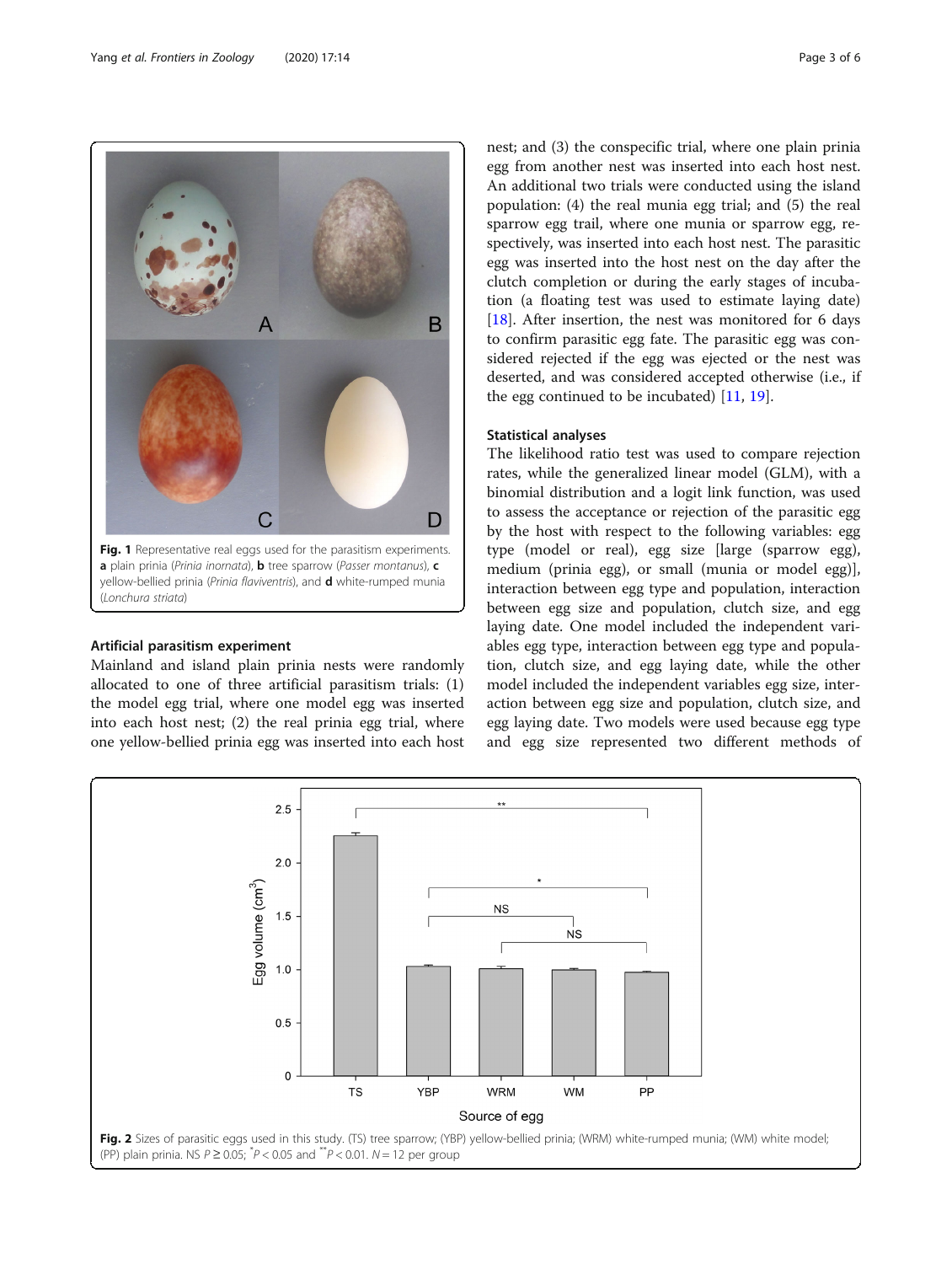Fig. 1 Representative real eggs used for the parasitism experiments. **a** plain prinia (*Prinia inornata*), **b** tree sparrow (*Passer montanus*), **c** yellow-bellied prinia (*Prinia flaviventris*), and **d** white-rumped munia (*Lonchura striata*)

### Artificial parasitism experiment

Mainland and island plain prinia nests were randomly allocated to one of three artificial parasitism trials: (1) the model egg trial, where one model egg was inserted into each host nest; (2) the real prinia egg trial, where one yellow-bellied prinia egg was inserted into each host nest; and (3) the conspecific trial, where one plain prinia egg from another nest was inserted into each host nest. An additional two trials were conducted using the island population: (4) the real munia egg trial; and (5) the real sparrow egg trail, where one munia or sparrow egg, respectively, was inserted into each host nest. The parasitic egg was inserted into the host nest on the day after the clutch completion or during the early stages of incubation (a floating test was used to estimate laying date) [18]. After insertion, the nest was monitored for 6 days to confirm parasitic egg fate. The parasitic egg was considered rejected if the egg was ejected or the nest was deserted, and was considered accepted otherwise (i.e., if the egg continued to be incubated) [11, 19].

### Statistical analyses

The likelihood ratio test was used to compare rejection rates, while the generalized linear model (GLM), with a binomial distribution and a logit link function, was used to assess the acceptance or rejection of the parasitic egg by the host with respect to the following variables: egg type (model or real), egg size [large (sparrow egg), medium (prinia egg), or small (munia or model egg)], interaction between egg type and population, interaction between egg size and population, clutch size, and egg laying date. One model included the independent variables egg type, interaction between egg type and population, clutch size, and egg laying date, while the other model included the independent variables egg size, interaction between egg size and population, clutch size, and egg laying date. Two models were used because egg type and egg size represented two different methods of

Fig. 2 Sizes of parasitic eggs used in this study. (TS) tree sparrow; (YBP) yellow-bellied prinia; (WRM) white-rumped munia; (WM) white model; (PP) plain prinia. NS $P \geq 0.05$; $^{*}P < 0.05$ and $^{**}P < 0.01$. $N = 12$ per group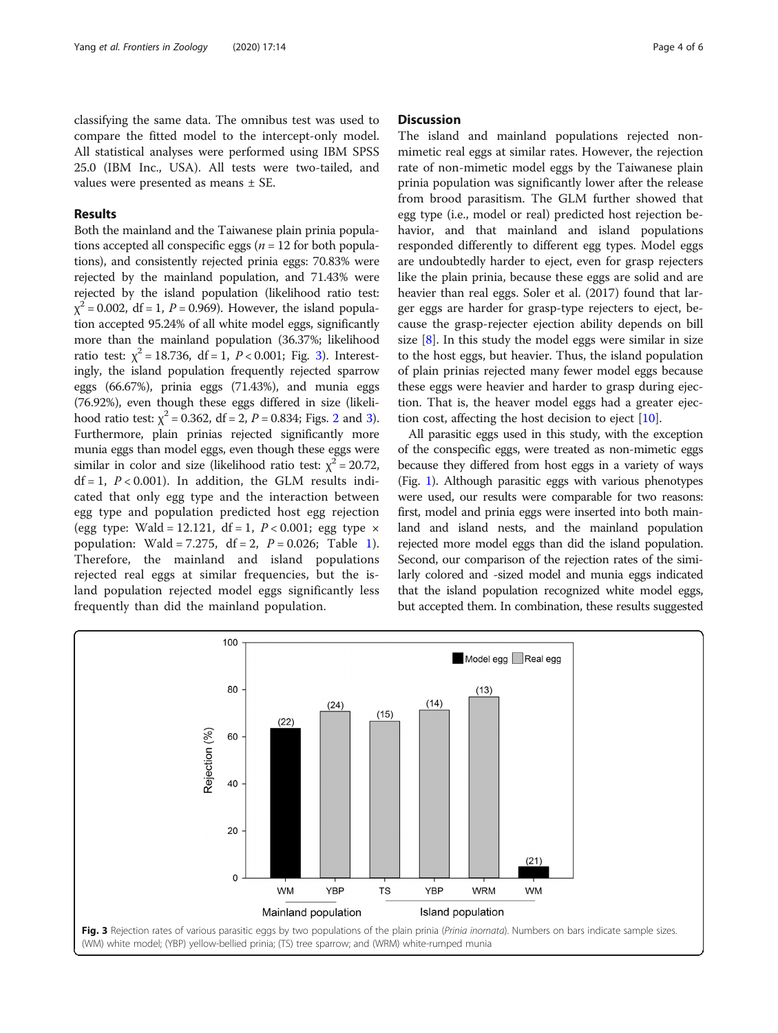classifying the same data. The omnibus test was used to compare the fitted model to the intercept-only model. All statistical analyses were performed using IBM SPSS 25.0 (IBM Inc., USA). All tests were two-tailed, and values were presented as means ± SE.

## Results

Both the mainland and the Taiwanese plain prinia populations accepted all conspecific eggs ($n = 12$ for both populations), and consistently rejected prinia eggs: 70.83% were rejected by the mainland population, and 71.43% were rejected by the island population (likelihood ratio test: $\chi^2 = 0.002$, df = 1, $P = 0.969$). However, the island population accepted 95.24% of all white model eggs, significantly more than the mainland population (36.37%; likelihood ratio test: $\chi^2 = 18.736$, df = 1, $P < 0.001$; Fig. 3). Interestingly, the island population frequently rejected sparrow eggs (66.67%), prinia eggs (71.43%), and munia eggs (76.92%), even though these eggs differed in size (likelihood ratio test: $\chi^2 = 0.362$, df = 2, $P = 0.834$; Figs. 2 and 3). Furthermore, plain prinias rejected significantly more munia eggs than model eggs, even though these eggs were similar in color and size (likelihood ratio test: $\chi^2 = 20.72$, df = 1, $P < 0.001$). In addition, the GLM results indicated that only egg type and the interaction between egg type and population predicted host egg rejection (egg type: Wald = 12.121, df = 1, $P < 0.001$; egg type × population: Wald = 7.275, df = 2, $P = 0.026$; Table 1). Therefore, the mainland and island populations rejected real eggs at similar frequencies, but the island population rejected model eggs significantly less frequently than did the mainland population.

## Discussion

The island and mainland populations rejected non-mimetic real eggs at similar rates. However, the rejection rate of non-mimetic model eggs by the Taiwanese plain prinia population was significantly lower after the release from brood parasitism. The GLM further showed that egg type (i.e., model or real) predicted host rejection behavior, and that mainland and island populations responded differently to different egg types. Model eggs are undoubtedly harder to eject, even for grasp rejecters like the plain prinia, because these eggs are solid and are heavier than real eggs. Soler et al. (2017) found that larger eggs are harder for grasp-type rejecters to eject, because the grasp-rejecter ejection ability depends on bill size [8]. In this study the model eggs were similar in size to the host eggs, but heavier. Thus, the island population of plain prinias rejected many fewer model eggs because these eggs were heavier and harder to grasp during ejection. That is, the heaver model eggs had a greater ejection cost, affecting the host decision to eject [10].

All parasitic eggs used in this study, with the exception of the conspecific eggs, were treated as non-mimetic eggs because they differed from host eggs in a variety of ways (Fig. 1). Although parasitic eggs with various phenotypes were used, our results were comparable for two reasons: first, model and prinia eggs were inserted into both mainland and island nests, and the mainland population rejected more model eggs than did the island population. Second, our comparison of the rejection rates of the similarly colored and -sized model and munia eggs indicated that the island population recognized white model eggs, but accepted them. In combination, these results suggested

**Fig. 3** Rejection rates of various parasitic eggs by two populations of the plain prinia (*Prinia inornata*). Numbers on bars indicate sample sizes. (WM) white model; (YBP) yellow-bellied prinia; (TS) tree sparrow; and (WRM) white-rumped munia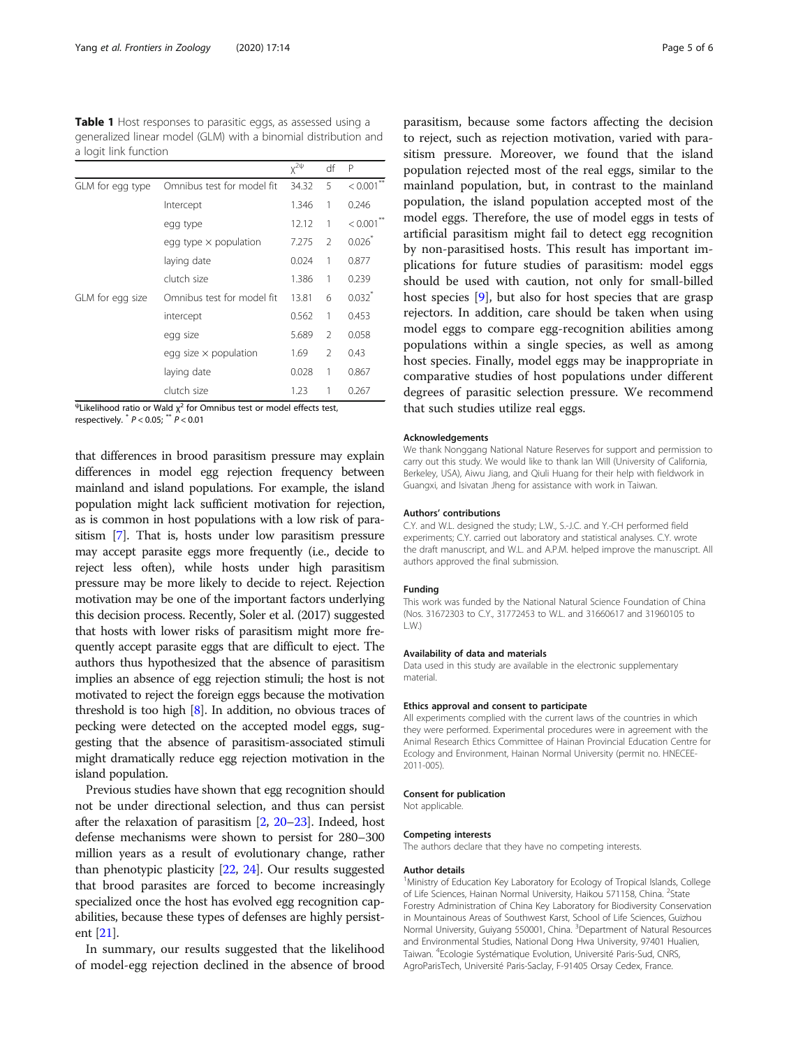**Table 1** Host responses to parasitic eggs, as assessed using a generalized linear model (GLM) with a binomial distribution and a logit link function

| | | $\chi^{2\Psi}$ | df | P |
|---|---|---|---|---|
| GLM for egg type | Omnibus test for model fit | 34.32 | 5 | < 0.001** |
| | Intercept | 1.346 | 1 | 0.246 |
| | egg type | 12.12 | 1 | < 0.001** |
| | egg type × population | 7.275 | 2 | 0.026* |
| | laying date | 0.024 | 1 | 0.877 |
| | clutch size | 1.386 | 1 | 0.239 |
| GLM for egg size | Omnibus test for model fit | 13.81 | 6 | 0.032* |
| | intercept | 0.562 | 1 | 0.453 |
| | egg size | 5.689 | 2 | 0.058 |
| | egg size × population | 1.69 | 2 | 0.43 |
| | laying date | 0.028 | 1 | 0.867 |
| | clutch size | 1.23 | 1 | 0.267 |

$^{\Psi}$Likelihood ratio or Wald $\chi^2$ for Omnibus test or model effects test, respectively. * $P < 0.05$; ** $P < 0.01$

that differences in brood parasitism pressure may explain differences in model egg rejection frequency between mainland and island populations. For example, the island population might lack sufficient motivation for rejection, as is common in host populations with a low risk of parasitism [7]. That is, hosts under low parasitism pressure may accept parasite eggs more frequently (i.e., decide to reject less often), while hosts under high parasitism pressure may be more likely to decide to reject. Rejection motivation may be one of the important factors underlying this decision process. Recently, Soler et al. (2017) suggested that hosts with lower risks of parasitism might more frequently accept parasite eggs that are difficult to eject. The authors thus hypothesized that the absence of parasitism implies an absence of egg rejection stimuli; the host is not motivated to reject the foreign eggs because the motivation threshold is too high [8]. In addition, no obvious traces of pecking were detected on the accepted model eggs, suggesting that the absence of parasitism-associated stimuli might dramatically reduce egg rejection motivation in the island population.

Previous studies have shown that egg recognition should not be under directional selection, and thus can persist after the relaxation of parasitism [2, 20–23]. Indeed, host defense mechanisms were shown to persist for 280–300 million years as a result of evolutionary change, rather than phenotypic plasticity [22, 24]. Our results suggested that brood parasites are forced to become increasingly specialized once the host has evolved egg recognition capabilities, because these types of defenses are highly persistent [21].

In summary, our results suggested that the likelihood of model-egg rejection declined in the absence of brood parasitism, because some factors affecting the decision to reject, such as rejection motivation, varied with parasitism pressure. Moreover, we found that the island population rejected most of the real eggs, similar to the mainland population, but, in contrast to the mainland population, the island population accepted most of the model eggs. Therefore, the use of model eggs in tests of artificial parasitism might fail to detect egg recognition by non-parasitised hosts. This result has important implications for future studies of parasitism: model eggs should be used with caution, not only for small-billed host species [9], but also for host species that are grasp rejectors. In addition, care should be taken when using model eggs to compare egg-recognition abilities among populations within a single species, as well as among host species. Finally, model eggs may be inappropriate in comparative studies of host populations under different degrees of parasitic selection pressure. We recommend that such studies utilize real eggs.

#### Acknowledgements

We thank Nonggang National Nature Reserves for support and permission to carry out this study. We would like to thank Ian Will (University of California, Berkeley, USA), Aiwu Jiang, and Qiuli Huang for their help with fieldwork in Guangxi, and Isivatan Jheng for assistance with work in Taiwan.

#### Authors' contributions

C.Y. and W.L. designed the study; L.W., S.-J.C. and Y.-CH performed field experiments; C.Y. carried out laboratory and statistical analyses. C.Y. wrote the draft manuscript, and W.L. and A.P.M. helped improve the manuscript. All authors approved the final submission.

#### Funding

This work was funded by the National Natural Science Foundation of China (Nos. 31672303 to C.Y., 31772453 to W.L. and 31660617 and 31960105 to L.W.)

#### Availability of data and materials

Data used in this study are available in the electronic supplementary material.

#### Ethics approval and consent to participate

All experiments complied with the current laws of the countries in which they were performed. Experimental procedures were in agreement with the Animal Research Ethics Committee of Hainan Provincial Education Centre for Ecology and Environment, Hainan Normal University (permit no. HNECEE-2011-005).

#### Consent for publication

Not applicable.

#### Competing interests

The authors declare that they have no competing interests.

#### Author details

[1]Ministry of Education Key Laboratory for Ecology of Tropical Islands, College of Life Sciences, Hainan Normal University, Haikou 571158, China. [2]State Forestry Administration of China Key Laboratory for Biodiversity Conservation in Mountainous Areas of Southwest Karst, School of Life Sciences, Guizhou Normal University, Guiyang 550001, China. [3]Department of Natural Resources and Environmental Studies, National Dong Hwa University, 97401 Hualien, Taiwan. [4]Ecologie Systématique Evolution, Université Paris-Sud, CNRS, AgroParisTech, Université Paris-Saclay, F-91405 Orsay Cedex, France.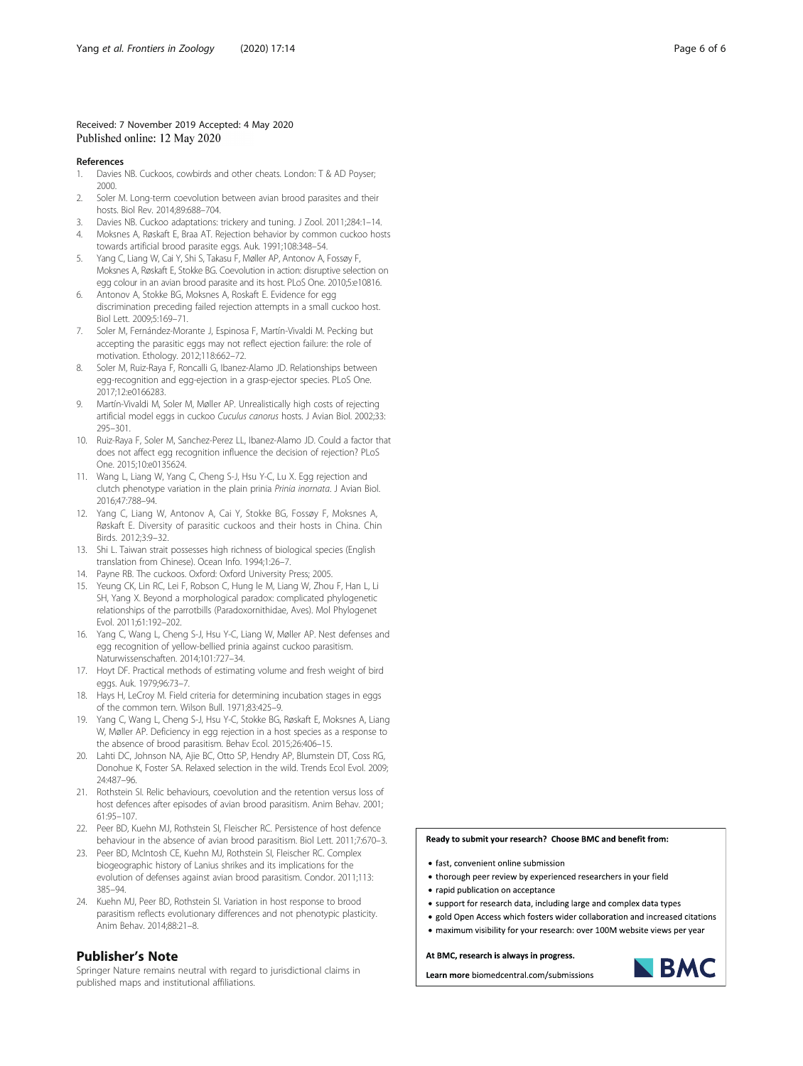Received: 7 November 2019 Accepted: 4 May 2020
Published online: 12 May 2020

## References

1. Davies NB. Cuckoos, cowbirds and other cheats. London: T & AD Poyser; 2000.
2. Soler M. Long-term coevolution between avian brood parasites and their hosts. Biol Rev. 2014;89:688–704.
3. Davies NB. Cuckoo adaptations: trickery and tuning. J Zool. 2011;284:1–14.
4. Moksnes A, Røskaft E, Braa AT. Rejection behavior by common cuckoo hosts towards artificial brood parasite eggs. Auk. 1991;108:348–54.
5. Yang C, Liang W, Cai Y, Shi S, Takasu F, Møller AP, Antonov A, Fossøy F, Moksnes A, Røskaft E, Stokke BG. Coevolution in action: disruptive selection on egg colour in an avian brood parasite and its host. PLoS One. 2010;5:e10816.
6. Antonov A, Stokke BG, Moksnes A, Roskaft E. Evidence for egg discrimination preceding failed rejection attempts in a small cuckoo host. Biol Lett. 2009;5:169–71.
7. Soler M, Fernández-Morante J, Espinosa F, Martín-Vivaldi M. Pecking but accepting the parasitic eggs may not reflect ejection failure: the role of motivation. Ethology. 2012;118:662–72.
8. Soler M, Ruiz-Raya F, Roncalli G, Ibanez-Alamo JD. Relationships between egg-recognition and egg-ejection in a grasp-ejector species. PLoS One. 2017;12:e0166283.
9. Martín-Vivaldi M, Soler M, Møller AP. Unrealistically high costs of rejecting artificial model eggs in cuckoo *Cuculus canorus* hosts. J Avian Biol. 2002;33:295–301.
10. Ruiz-Raya F, Soler M, Sanchez-Perez LL, Ibanez-Alamo JD. Could a factor that does not affect egg recognition influence the decision of rejection? PLoS One. 2015;10:e0135624.
11. Wang L, Liang W, Yang C, Cheng S-J, Hsu Y-C, Lu X. Egg rejection and clutch phenotype variation in the plain prinia *Prinia inornata*. J Avian Biol. 2016;47:788–94.
12. Yang C, Liang W, Antonov A, Cai Y, Stokke BG, Fossøy F, Moksnes A, Røskaft E. Diversity of parasitic cuckoos and their hosts in China. Chin Birds. 2012;3:9–32.
13. Shi L. Taiwan strait possesses high richness of biological species (English translation from Chinese). Ocean Info. 1994;1:26–7.
14. Payne RB. The cuckoos. Oxford: Oxford University Press; 2005.
15. Yeung CK, Lin RC, Lei F, Robson C, Hung le M, Liang W, Zhou F, Han L, Li SH, Yang X. Beyond a morphological paradox: complicated phylogenetic relationships of the parrotbills (Paradoxornithidae, Aves). Mol Phylogenet Evol. 2011;61:192–202.
16. Yang C, Wang L, Cheng S-J, Hsu Y-C, Liang W, Møller AP. Nest defenses and egg recognition of yellow-bellied prinia against cuckoo parasitism. Naturwissenschaften. 2014;101:727–34.
17. Hoyt DF. Practical methods of estimating volume and fresh weight of bird eggs. Auk. 1979;96:73–7.
18. Hays H, LeCroy M. Field criteria for determining incubation stages in eggs of the common tern. Wilson Bull. 1971;83:425–9.
19. Yang C, Wang L, Cheng S-J, Hsu Y-C, Stokke BG, Røskaft E, Moksnes A, Liang W, Møller AP. Deficiency in egg rejection in a host species as a response to the absence of brood parasitism. Behav Ecol. 2015;26:406–15.
20. Lahti DC, Johnson NA, Ajie BC, Otto SP, Hendry AP, Blumstein DT, Coss RG, Donohue K, Foster SA. Relaxed selection in the wild. Trends Ecol Evol. 2009;24:487–96.
21. Rothstein SI. Relic behaviours, coevolution and the retention versus loss of host defences after episodes of avian brood parasitism. Anim Behav. 2001;61:95–107.
22. Peer BD, Kuehn MJ, Rothstein SI, Fleischer RC. Persistence of host defence behaviour in the absence of avian brood parasitism. Biol Lett. 2011;7:670–3.
23. Peer BD, McIntosh CE, Kuehn MJ, Rothstein SI, Fleischer RC. Complex biogeographic history of Lanius shrikes and its implications for the evolution of defenses against avian brood parasitism. Condor. 2011;113:385–94.
24. Kuehn MJ, Peer BD, Rothstein SI. Variation in host response to brood parasitism reflects evolutionary differences and not phenotypic plasticity. Anim Behav. 2014;88:21–8.

## Publisher's Note

Springer Nature remains neutral with regard to jurisdictional claims in published maps and institutional affiliations.

**Ready to submit your research? Choose BMC and benefit from:**

- fast, convenient online submission
- thorough peer review by experienced researchers in your field
- rapid publication on acceptance
- support for research data, including large and complex data types
- gold Open Access which fosters wider collaboration and increased citations
- maximum visibility for your research: over 100M website views per year

**At BMC, research is always in progress.**

**Learn more** biomedcentral.com/submissions